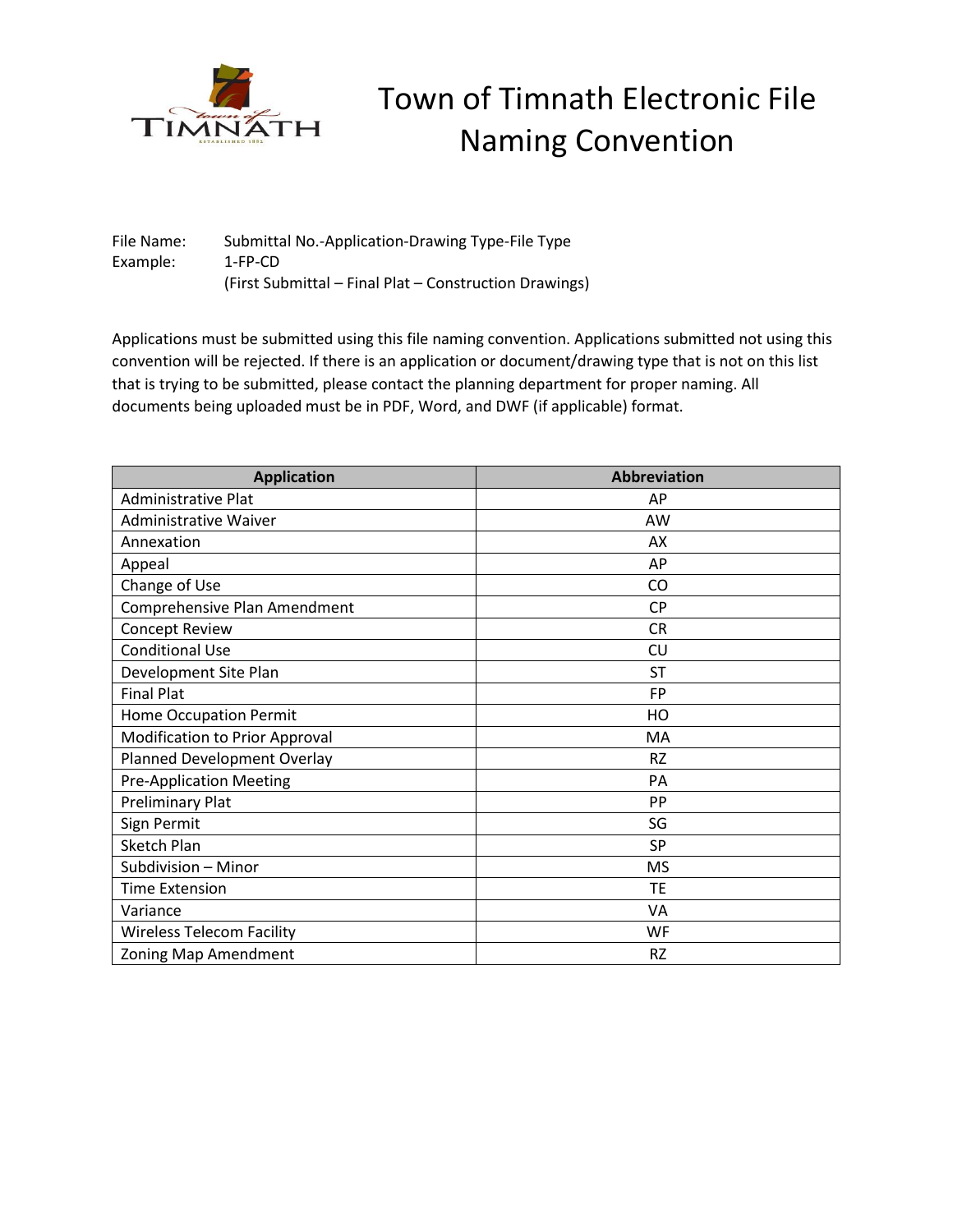# Town of Timnath Electronic File Naming Convention

File Name: Submittal No.-Application-Drawing Type-File Type
Example: 1-FP-CD
(First Submittal – Final Plat – Construction Drawings)

Applications must be submitted using this file naming convention. Applications submitted not using this convention will be rejected. If there is an application or document/drawing type that is not on this list that is trying to be submitted, please contact the planning department for proper naming. All documents being uploaded must be in PDF, Word, and DWF (if applicable) format.

| Application | Abbreviation |
| --- | --- |
| Administrative Plat | AP |
| Administrative Waiver | AW |
| Annexation | AX |
| Appeal | AP |
| Change of Use | CO |
| Comprehensive Plan Amendment | CP |
| Concept Review | CR |
| Conditional Use | CU |
| Development Site Plan | ST |
| Final Plat | FP |
| Home Occupation Permit | HO |
| Modification to Prior Approval | MA |
| Planned Development Overlay | RZ |
| Pre-Application Meeting | PA |
| Preliminary Plat | PP |
| Sign Permit | SG |
| Sketch Plan | SP |
| Subdivision – Minor | MS |
| Time Extension | TE |
| Variance | VA |
| Wireless Telecom Facility | WF |
| Zoning Map Amendment | RZ |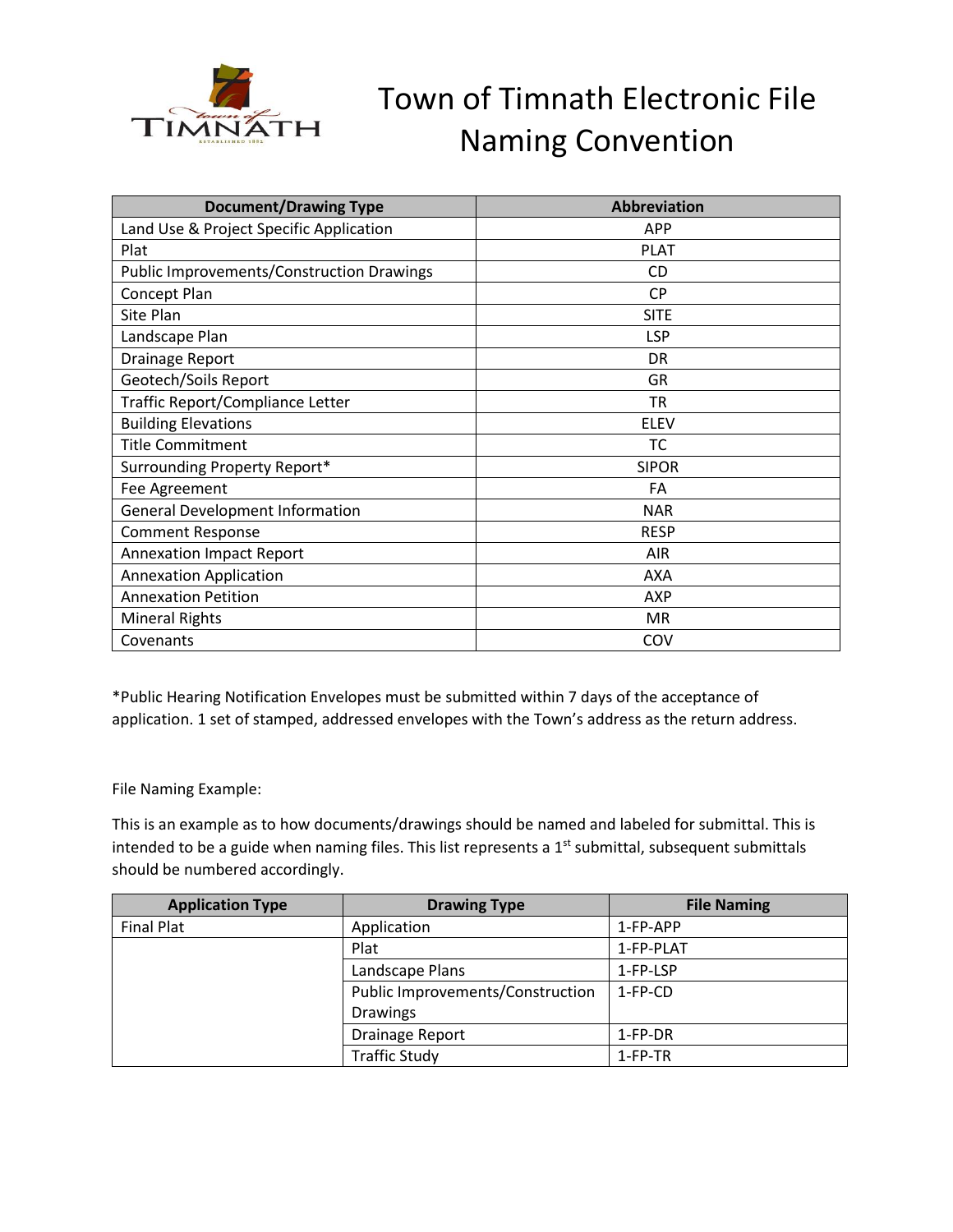# Town of Timnath Electronic File Naming Convention

| Document/Drawing Type | Abbreviation |
| --- | --- |
| Land Use & Project Specific Application | APP |
| Plat | PLAT |
| Public Improvements/Construction Drawings | CD |
| Concept Plan | CP |
| Site Plan | SITE |
| Landscape Plan | LSP |
| Drainage Report | DR |
| Geotech/Soils Report | GR |
| Traffic Report/Compliance Letter | TR |
| Building Elevations | ELEV |
| Title Commitment | TC |
| Surrounding Property Report* | SIPOR |
| Fee Agreement | FA |
| General Development Information | NAR |
| Comment Response | RESP |
| Annexation Impact Report | AIR |
| Annexation Application | AXA |
| Annexation Petition | AXP |
| Mineral Rights | MR |
| Covenants | COV |

*Public Hearing Notification Envelopes must be submitted within 7 days of the acceptance of application. 1 set of stamped, addressed envelopes with the Town's address as the return address.

File Naming Example:

This is an example as to how documents/drawings should be named and labeled for submittal. This is intended to be a guide when naming files. This list represents a 1st submittal, subsequent submittals should be numbered accordingly.

| Application Type | Drawing Type | File Naming |
| --- | --- | --- |
| Final Plat | Application | 1-FP-APP |
| | Plat | 1-FP-PLAT |
| | Landscape Plans | 1-FP-LSP |
| | Public Improvements/Construction Drawings | 1-FP-CD |
| | Drainage Report | 1-FP-DR |
| | Traffic Study | 1-FP-TR |